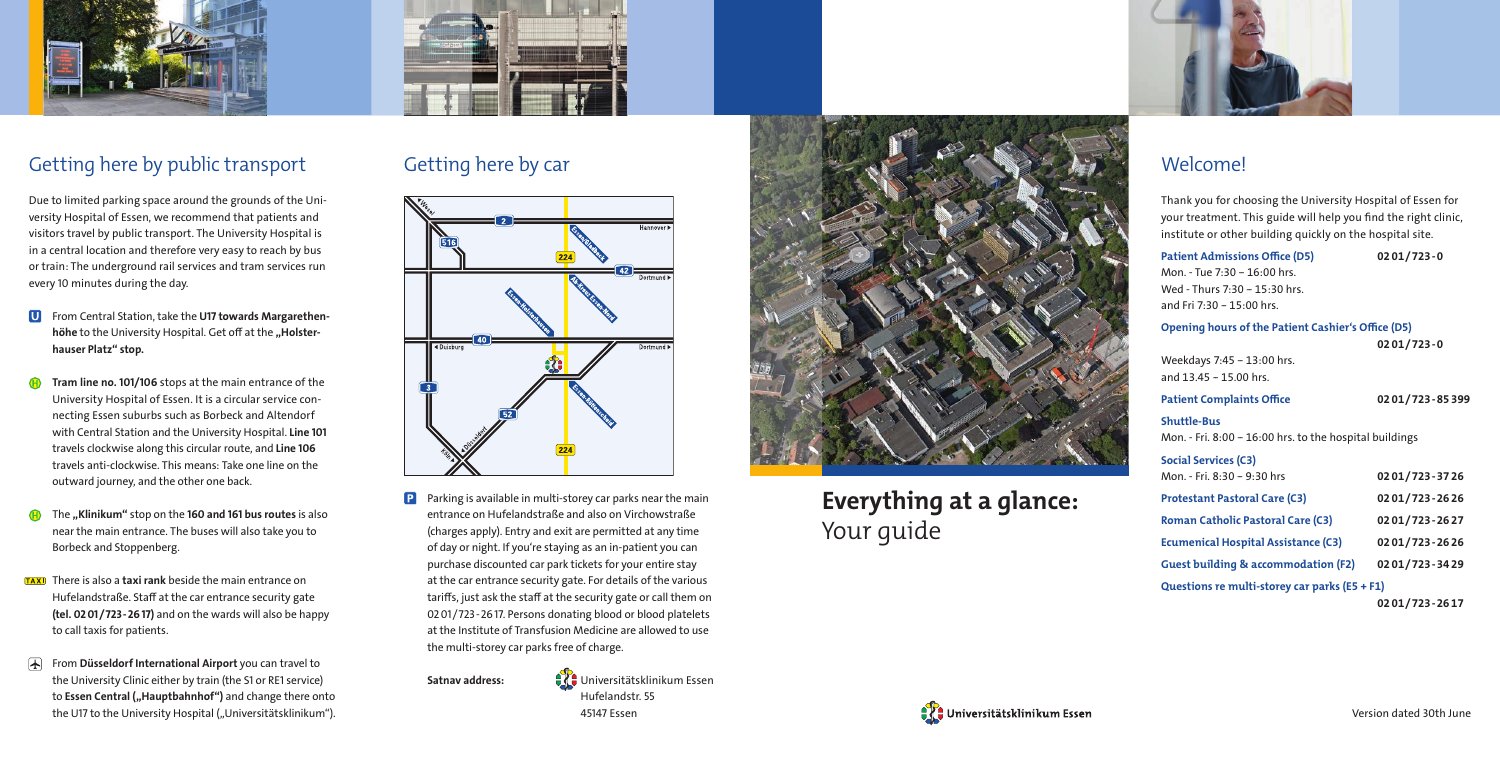## Getting here by public transport

Due to limited parking space around the grounds of the University Hospital of Essen, we recommend that patients and visitors travel by public transport. The University Hospital is in a central location and therefore very easy to reach by bus or train: The underground rail services and tram services run every 10 minutes during the day.

- **U** From Central Station, take the **U17 towards Margarethenhöhe** to the University Hospital. Get off at the **„Holsterhauser Platz" stop.**
- **H** **Tram line no. 101/106** stops at the main entrance of the University Hospital of Essen. It is a circular service connecting Essen suburbs such as Borbeck and Altendorf with Central Station and the University Hospital. **Line 101** travels clockwise along this circular route, and **Line 106** travels anti-clockwise. This means: Take one line on the outward journey, and the other one back.
- **H** The **„Klinikum"** stop on the **160 and 161 bus routes** is also near the main entrance. The buses will also take you to Borbeck and Stoppenberg.
- **TAXI** There is also a **taxi rank** beside the main entrance on Hufelandstraße. Staff at the car entrance security gate **(tel. 0201/723-2617)** and on the wards will also be happy to call taxis for patients.
- From **Düsseldorf International Airport** you can travel to the University Clinic either by train (the S1 or RE1 service) to **Essen Central („Hauptbahnhof")** and change there onto the U17 to the University Hospital („Universitätsklinikum").

## Getting here by car

**P** Parking is available in multi-storey car parks near the main entrance on Hufelandstraße and also on Virchowstraße (charges apply). Entry and exit are permitted at any time of day or night. If you're staying as an in-patient you can purchase discounted car park tickets for your entire stay at the car entrance security gate. For details of the various tariffs, just ask the staff at the security gate or call them on 0201/723-2617. Persons donating blood or blood platelets at the Institute of Transfusion Medicine are allowed to use the multi-storey car parks free of charge.

**Satnav address:** Universitätsklinikum Essen
Hufelandstr. 55
45147 Essen

# Everything at a glance:
## Your guide

Universitätsklinikum Essen

## Welcome!

Thank you for choosing the University Hospital of Essen for your treatment. This guide will help you find the right clinic, institute or other building quickly on the hospital site.

**Patient Admissions Office (D5)** — **0201/723-0**
Mon. - Tue 7:30 – 16:00 hrs.
Wed - Thurs 7:30 – 15:30 hrs.
and Fri 7:30 – 15:00 hrs.

**Opening hours of the Patient Cashier's Office (D5)** — **0201/723-0**
Weekdays 7:45 – 13:00 hrs.
and 13.45 – 15.00 hrs.

**Patient Complaints Office** — **0201/723-85399**

**Shuttle-Bus**
Mon. - Fri. 8:00 – 16:00 hrs. to the hospital buildings

**Social Services (C3)**
Mon. - Fri. 8:30 – 9:30 hrs — **0201/723-3726**

**Protestant Pastoral Care (C3)** — **0201/723-2626**

**Roman Catholic Pastoral Care (C3)** — **0201/723-2627**

**Ecumenical Hospital Assistance (C3)** — **0201/723-2626**

**Guest building & accommodation (F2)** — **0201/723-3429**

**Questions re multi-storey car parks (E5 + F1)** — **0201/723-2617**

Version dated 30th June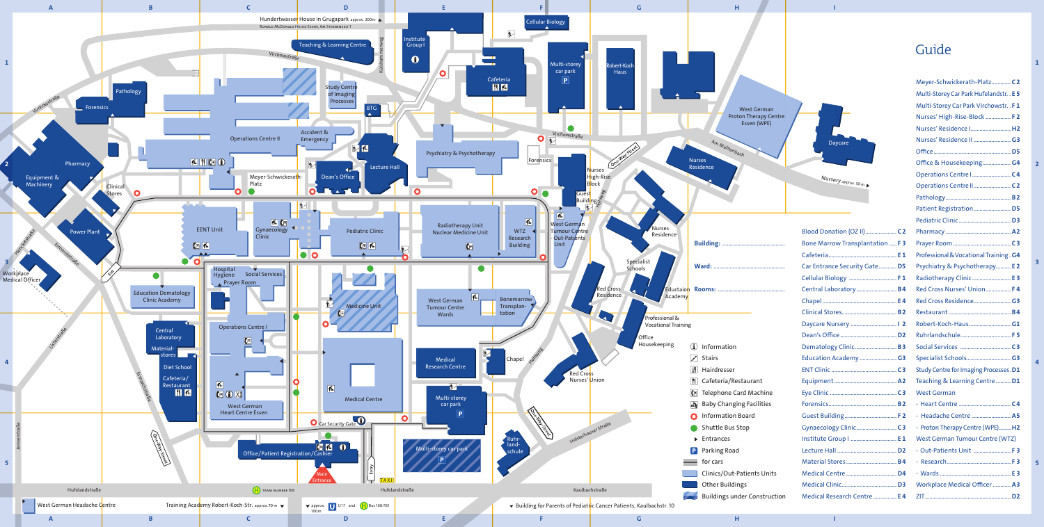# Guide

- Meyer-Schwickerath-Platz ........ C2
- Multi-Storey Car Park Hufelandstr. . E5
- Multi-Storey Car Park Virchowstr. . F1
- Nurses' High-Rise-Block ........ F2
- Nurses' Residence I ........ H2
- Nurses' Residence II ........ G3
- Office ........ D5
- Office & Housekeeping ........ G4
- Operations Centre I ........ C4
- Operations Centre II ........ C2
- Pathology ........ B2
- Patient Registration ........ D5
- Pediatric Clinic ........ D3
- Pharmacy ........ A2
- Prayer Room ........ C3
- Professional & Vocational Training . G4
- Psychiatry & Psychotherapy ........ E2
- Radiotherapy Clinic ........ E3
- Red Cross Nurses' Union ........ F4
- Red Cross Residence ........ G3
- Restaurant ........ B4
- Robert-Koch-Haus ........ G1
- Ruhrlandschule ........ F5
- Social Services ........ C3
- Specialist Schools ........ G3
- Study Centre for Imaging Processes . D1
- Teaching & Learning Centre ........ D1
- West German
  - Heart Centre ........ C4
  - Headache Centre ........ A5
  - Proton Therapy Centre (WPE) ........ H2
- West German Tumour Centre (WTZ)
  - Out-Patients Unit ........ F3
  - Research ........ F3
  - Wards ........ E3
- Workplace Medical Officer ........ A3
- ZIT ........ D2

- Blood Donation (OZ II) ........ C2
- Bone Marrow Transplantation ........ F3
- Cafeteria ........ E1
- Car Entrance Security Gate ........ D5
- Cellular Biology ........ F1
- Central Laboratory ........ B4
- Chapel ........ E4
- Clinical Stores ........ B2
- Daycare Nursery ........ I2
- Dean's Office ........ D2
- Dematology Clinic ........ B3
- Education Academy ........ G3
- ENT Clinic ........ C3
- Equipment ........ A2
- Eye Clinic ........ C3
- Forensics ........ B2
- Guest Building ........ F2
- Gynaecology Clinic ........ C3
- Institute Group I ........ E1
- Lecture Hall ........ D2
- Material Stores ........ B4
- Medical Centre ........ D4
- Medical Clinic ........ D3
- Medical Research Centre ........ E4

Building: ..........

Ward: ..........

Rooms: ..........

Legend:
- Information
- Stairs
- Hairdresser
- Cafeteria/Restaurant
- Telephone Card Machine
- Baby Changing Facilities
- Information Board
- Shuttle Bus Stop
- Entrances
- P Parking Road
- for cars
- Clinics/Out-Patients Units
- Other Buildings
- Buildings under Construction

Hundertwasser House in Grugapark approx. 200 m
Ronald McDonald House Essen, Am Sternbergzt 1
Training Academy Robert-Koch-Str. approx. 70 m
approx. 100 m U17 and Bus 160/161
Building for Parents of Pediatric Cancer Patients, Kaulbachstr. 10
West German Headache Centre
Nursery approx. 50 m
TRAM NUMBER 106